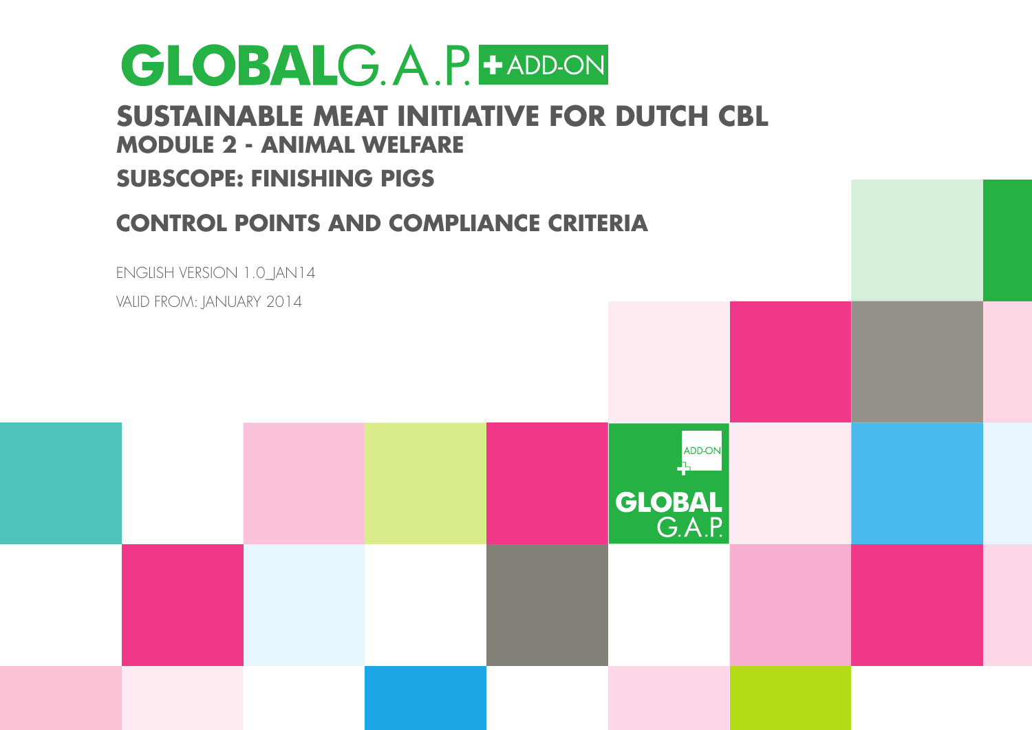# GLOBALG.A.P. + ADD-ON

## SUSTAINABLE MEAT INITIATIVE FOR DUTCH CBL

### MODULE 2 - ANIMAL WELFARE

### SUBSCOPE: FINISHING PIGS

## CONTROL POINTS AND COMPLIANCE CRITERIA

ENGLISH VERSION 1.0_JAN14

VALID FROM: JANUARY 2014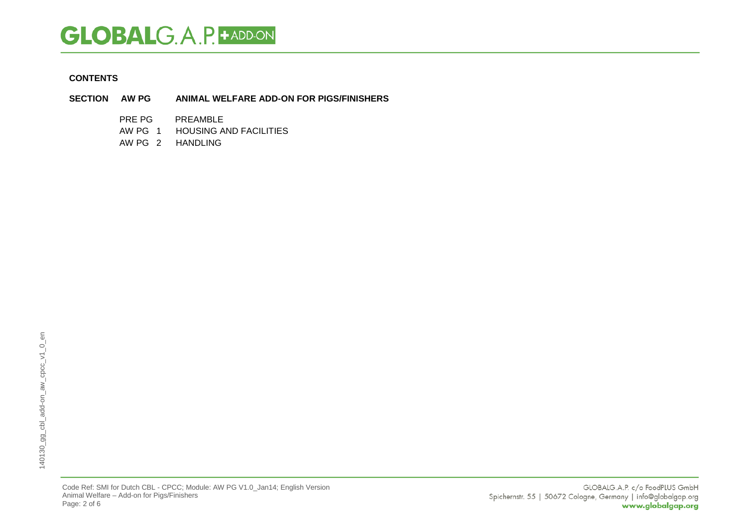**CONTENTS**

**SECTION AW PG ANIMAL WELFARE ADD-ON FOR PIGS/FINISHERS**

| | |
|---|---|
| PRE PG | PREAMBLE |
| AW PG 1 | HOUSING AND FACILITIES |
| AW PG 2 | HANDLING |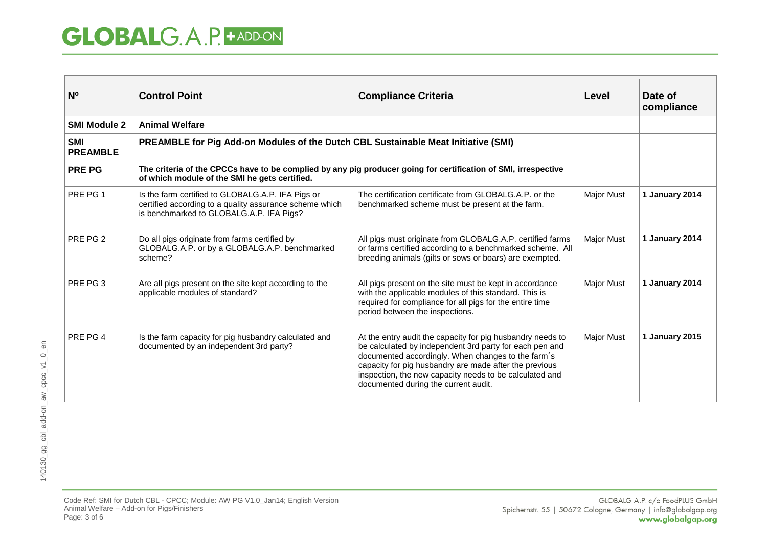| Nº | Control Point | Compliance Criteria | Level | Date of compliance |
|---|---|---|---|---|
| **SMI Module 2** | **Animal Welfare** | | | |
| **SMI PREAMBLE** | **PREAMBLE for Pig Add-on Modules of the Dutch CBL Sustainable Meat Initiative (SMI)** | | | |
| **PRE PG** | **The criteria of the CPCCs have to be complied by any pig producer going for certification of SMI, irrespective of which module of the SMI he gets certified.** | | | |
| PRE PG 1 | Is the farm certified to GLOBALG.A.P. IFA Pigs or certified according to a quality assurance scheme which is benchmarked to GLOBALG.A.P. IFA Pigs? | The certification certificate from GLOBALG.A.P. or the benchmarked scheme must be present at the farm. | Major Must | **1 January 2014** |
| PRE PG 2 | Do all pigs originate from farms certified by GLOBALG.A.P. or by a GLOBALG.A.P. benchmarked scheme? | All pigs must originate from GLOBALG.A.P. certified farms or farms certified according to a benchmarked scheme. All breeding animals (gilts or sows or boars) are exempted. | Major Must | **1 January 2014** |
| PRE PG 3 | Are all pigs present on the site kept according to the applicable modules of standard? | All pigs present on the site must be kept in accordance with the applicable modules of this standard. This is required for compliance for all pigs for the entire time period between the inspections. | Major Must | **1 January 2014** |
| PRE PG 4 | Is the farm capacity for pig husbandry calculated and documented by an independent 3rd party? | At the entry audit the capacity for pig husbandry needs to be calculated by independent 3rd party for each pen and documented accordingly. When changes to the farm´s capacity for pig husbandry are made after the previous inspection, the new capacity needs to be calculated and documented during the current audit. | Major Must | **1 January 2015** |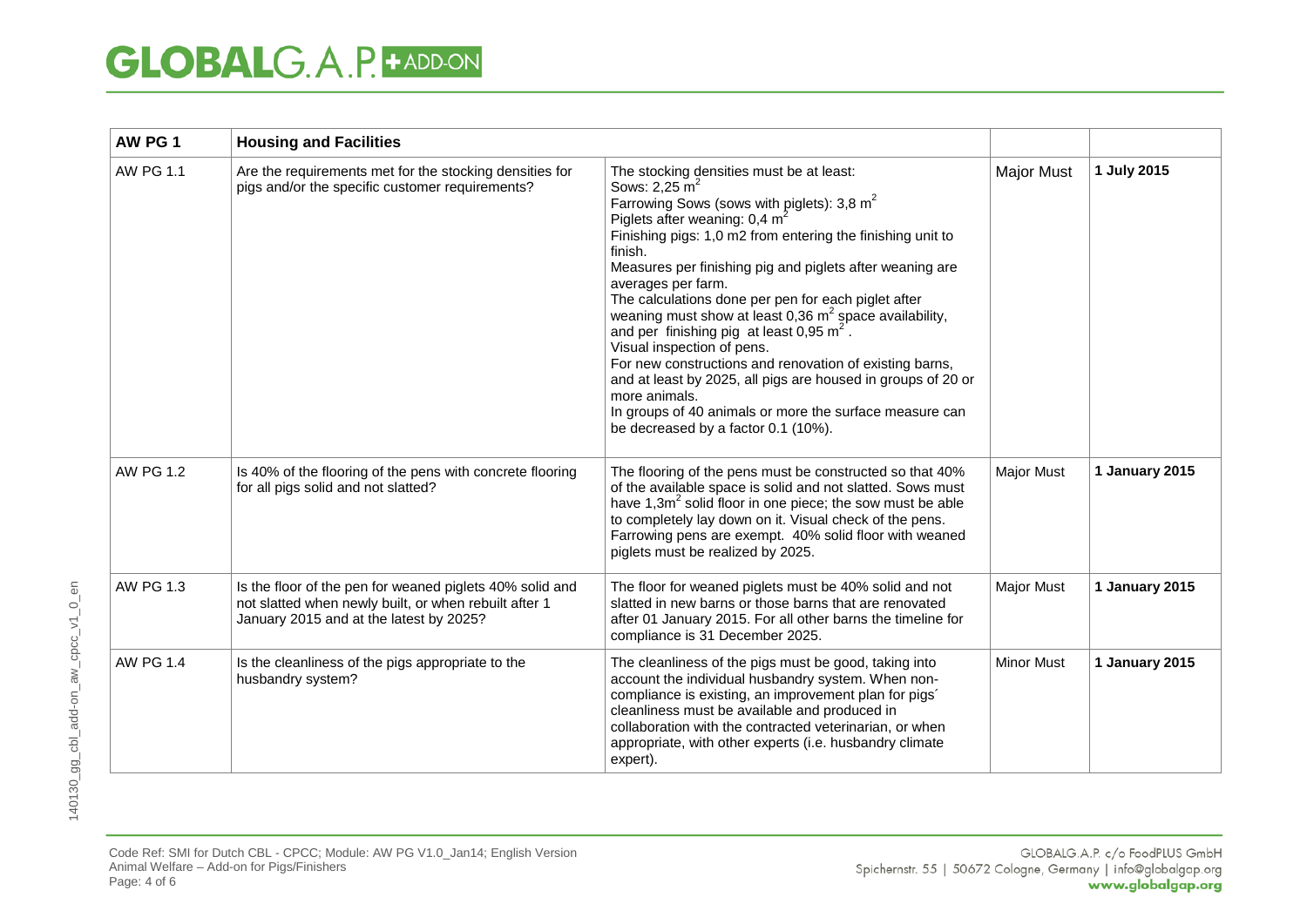| AW PG 1 | Housing and Facilities | | | |
|---|---|---|---|---|
| AW PG 1.1 | Are the requirements met for the stocking densities for pigs and/or the specific customer requirements? | The stocking densities must be at least:<br>Sows: 2,25 $m^2$<br>Farrowing Sows (sows with piglets): 3,8 $m^2$<br>Piglets after weaning: 0,4 $m^2$<br>Finishing pigs: 1,0 m2 from entering the finishing unit to finish.<br>Measures per finishing pig and piglets after weaning are averages per farm.<br>The calculations done per pen for each piglet after weaning must show at least 0,36 $m^2$ space availability, and per finishing pig at least 0,95 $m^2$.<br>Visual inspection of pens.<br>For new constructions and renovation of existing barns, and at least by 2025, all pigs are housed in groups of 20 or more animals.<br>In groups of 40 animals or more the surface measure can be decreased by a factor 0.1 (10%). | Major Must | **1 July 2015** |
| AW PG 1.2 | Is 40% of the flooring of the pens with concrete flooring for all pigs solid and not slatted? | The flooring of the pens must be constructed so that 40% of the available space is solid and not slatted. Sows must have 1,3$m^2$ solid floor in one piece; the sow must be able to completely lay down on it. Visual check of the pens. Farrowing pens are exempt. 40% solid floor with weaned piglets must be realized by 2025. | Major Must | **1 January 2015** |
| AW PG 1.3 | Is the floor of the pen for weaned piglets 40% solid and not slatted when newly built, or when rebuilt after 1 January 2015 and at the latest by 2025? | The floor for weaned piglets must be 40% solid and not slatted in new barns or those barns that are renovated after 01 January 2015. For all other barns the timeline for compliance is 31 December 2025. | Major Must | **1 January 2015** |
| AW PG 1.4 | Is the cleanliness of the pigs appropriate to the husbandry system? | The cleanliness of the pigs must be good, taking into account the individual husbandry system. When non-compliance is existing, an improvement plan for pigs´ cleanliness must be available and produced in collaboration with the contracted veterinarian, or when appropriate, with other experts (i.e. husbandry climate expert). | Minor Must | **1 January 2015** |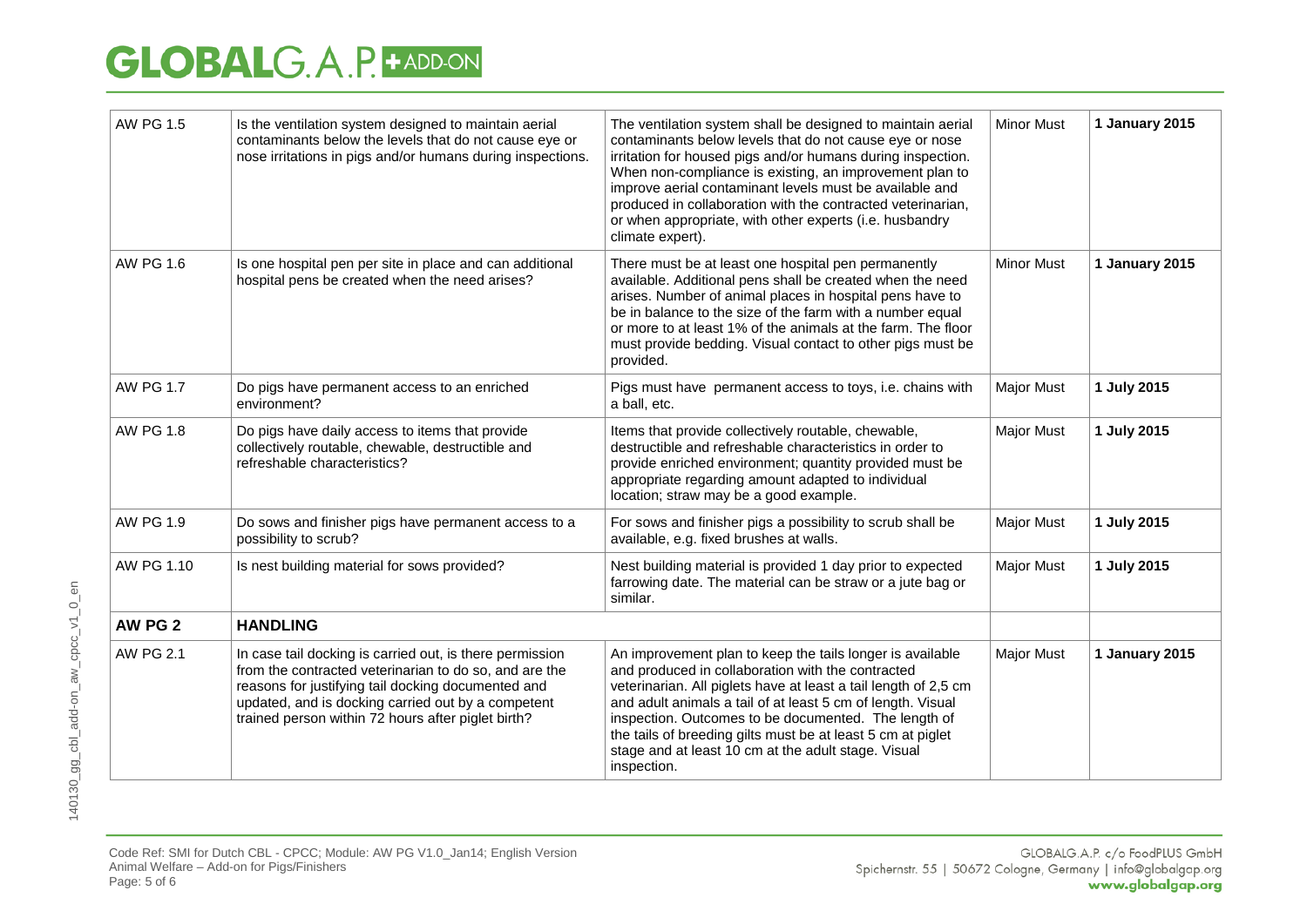| | | | | |
|---|---|---|---|---|
| AW PG 1.5 | Is the ventilation system designed to maintain aerial contaminants below the levels that do not cause eye or nose irritations in pigs and/or humans during inspections. | The ventilation system shall be designed to maintain aerial contaminants below levels that do not cause eye or nose irritation for housed pigs and/or humans during inspection. When non-compliance is existing, an improvement plan to improve aerial contaminant levels must be available and produced in collaboration with the contracted veterinarian, or when appropriate, with other experts (i.e. husbandry climate expert). | Minor Must | **1 January 2015** |
| AW PG 1.6 | Is one hospital pen per site in place and can additional hospital pens be created when the need arises? | There must be at least one hospital pen permanently available. Additional pens shall be created when the need arises. Number of animal places in hospital pens have to be in balance to the size of the farm with a number equal or more to at least 1% of the animals at the farm. The floor must provide bedding. Visual contact to other pigs must be provided. | Minor Must | **1 January 2015** |
| AW PG 1.7 | Do pigs have permanent access to an enriched environment? | Pigs must have permanent access to toys, i.e. chains with a ball, etc. | Major Must | **1 July 2015** |
| AW PG 1.8 | Do pigs have daily access to items that provide collectively routable, chewable, destructible and refreshable characteristics? | Items that provide collectively routable, chewable, destructible and refreshable characteristics in order to provide enriched environment; quantity provided must be appropriate regarding amount adapted to individual location; straw may be a good example. | Major Must | **1 July 2015** |
| AW PG 1.9 | Do sows and finisher pigs have permanent access to a possibility to scrub? | For sows and finisher pigs a possibility to scrub shall be available, e.g. fixed brushes at walls. | Major Must | **1 July 2015** |
| AW PG 1.10 | Is nest building material for sows provided? | Nest building material is provided 1 day prior to expected farrowing date. The material can be straw or a jute bag or similar. | Major Must | **1 July 2015** |
| **AW PG 2** | **HANDLING** | | | |
| AW PG 2.1 | In case tail docking is carried out, is there permission from the contracted veterinarian to do so, and are the reasons for justifying tail docking documented and updated, and is docking carried out by a competent trained person within 72 hours after piglet birth? | An improvement plan to keep the tails longer is available and produced in collaboration with the contracted veterinarian. All piglets have at least a tail length of 2,5 cm and adult animals a tail of at least 5 cm of length. Visual inspection. Outcomes to be documented. The length of the tails of breeding gilts must be at least 5 cm at piglet stage and at least 10 cm at the adult stage. Visual inspection. | Major Must | **1 January 2015** |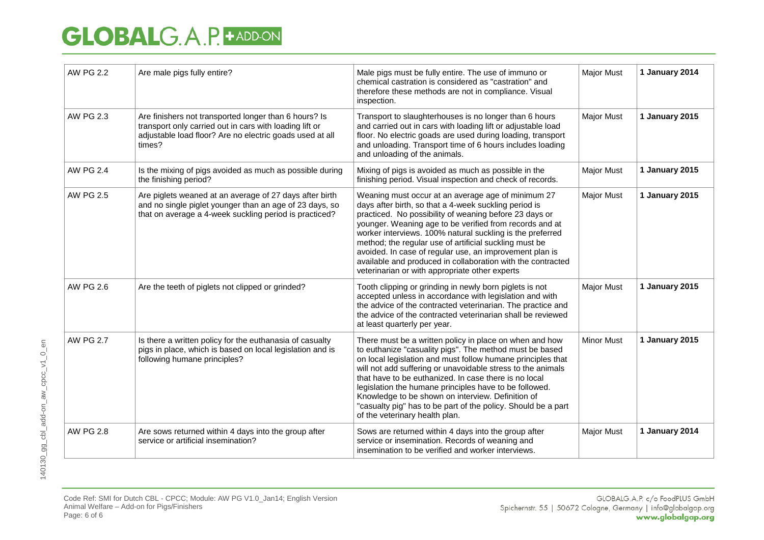| | | | | |
|---|---|---|---|---|
| AW PG 2.2 | Are male pigs fully entire? | Male pigs must be fully entire. The use of immuno or chemical castration is considered as "castration" and therefore these methods are not in compliance. Visual inspection. | Major Must | **1 January 2014** |
| AW PG 2.3 | Are finishers not transported longer than 6 hours? Is transport only carried out in cars with loading lift or adjustable load floor? Are no electric goads used at all times? | Transport to slaughterhouses is no longer than 6 hours and carried out in cars with loading lift or adjustable load floor. No electric goads are used during loading, transport and unloading. Transport time of 6 hours includes loading and unloading of the animals. | Major Must | **1 January 2015** |
| AW PG 2.4 | Is the mixing of pigs avoided as much as possible during the finishing period? | Mixing of pigs is avoided as much as possible in the finishing period. Visual inspection and check of records. | Major Must | **1 January 2015** |
| AW PG 2.5 | Are piglets weaned at an average of 27 days after birth and no single piglet younger than an age of 23 days, so that on average a 4-week suckling period is practiced? | Weaning must occur at an average age of minimum 27 days after birth, so that a 4-week suckling period is practiced. No possibility of weaning before 23 days or younger. Weaning age to be verified from records and at worker interviews. 100% natural suckling is the preferred method; the regular use of artificial suckling must be avoided. In case of regular use, an improvement plan is available and produced in collaboration with the contracted veterinarian or with appropriate other experts | Major Must | **1 January 2015** |
| AW PG 2.6 | Are the teeth of piglets not clipped or grinded? | Tooth clipping or grinding in newly born piglets is not accepted unless in accordance with legislation and with the advice of the contracted veterinarian. The practice and the advice of the contracted veterinarian shall be reviewed at least quarterly per year. | Major Must | **1 January 2015** |
| AW PG 2.7 | Is there a written policy for the euthanasia of casualty pigs in place, which is based on local legislation and is following humane principles? | There must be a written policy in place on when and how to euthanize "casuality pigs". The method must be based on local legislation and must follow humane principles that will not add suffering or unavoidable stress to the animals that have to be euthanized. In case there is no local legislation the humane principles have to be followed. Knowledge to be shown on interview. Definition of "casualty pig" has to be part of the policy. Should be a part of the veterinary health plan. | Minor Must | **1 January 2015** |
| AW PG 2.8 | Are sows returned within 4 days into the group after service or artificial insemination? | Sows are returned within 4 days into the group after service or insemination. Records of weaning and insemination to be verified and worker interviews. | Major Must | **1 January 2014** |